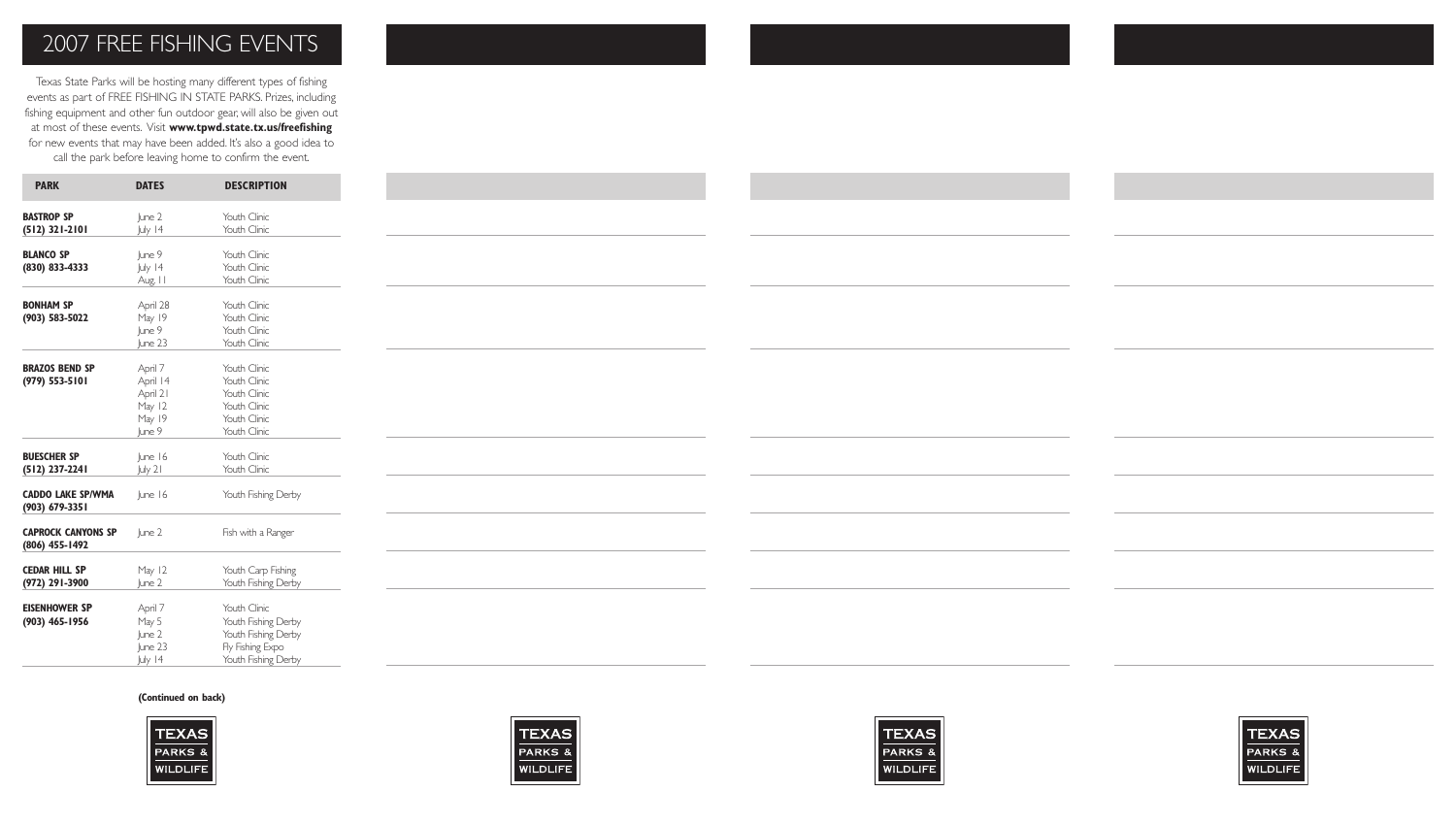# 2007 FREE FISHING EVENTS

Texas State Parks will be hosting many different types of fishing events as part of FREE FISHING IN STATE PARKS. Prizes, including fishing equipment and other fun outdoor gear, will also be given out at most of these events. Visit **www.tpwd.state.tx.us/freefishing** for new events that may have been added. It's also a good idea to call the park before leaving home to confirm the event.

| PARK | DATES | DESCRIPTION |
|---|---|---|
| **BASTROP SP** **(512) 321-2101** | June 2 | Youth Clinic |
| | July 14 | Youth Clinic |
| **BLANCO SP** **(830) 833-4333** | June 9 | Youth Clinic |
| | July 14 | Youth Clinic |
| | Aug. 11 | Youth Clinic |
| **BONHAM SP** **(903) 583-5022** | April 28 | Youth Clinic |
| | May 19 | Youth Clinic |
| | June 9 | Youth Clinic |
| | June 23 | Youth Clinic |
| **BRAZOS BEND SP** **(979) 553-5101** | April 7 | Youth Clinic |
| | April 14 | Youth Clinic |
| | April 21 | Youth Clinic |
| | May 12 | Youth Clinic |
| | May 19 | Youth Clinic |
| | June 9 | Youth Clinic |
| **BUESCHER SP** **(512) 237-2241** | June 16 | Youth Clinic |
| | July 21 | Youth Clinic |
| **CADDO LAKE SP/WMA** **(903) 679-3351** | June 16 | Youth Fishing Derby |
| **CAPROCK CANYONS SP** **(806) 455-1492** | June 2 | Fish with a Ranger |
| **CEDAR HILL SP** **(972) 291-3900** | May 12 | Youth Carp Fishing |
| | June 2 | Youth Fishing Derby |
| **EISENHOWER SP** **(903) 465-1956** | April 7 | Youth Clinic |
| | May 5 | Youth Fishing Derby |
| | June 2 | Youth Fishing Derby |
| | June 23 | Fly Fishing Expo |
| | July 14 | Youth Fishing Derby |

**(Continued on back)**

TEXAS PARKS & WILDLIFE

TEXAS PARKS & WILDLIFE

TEXAS PARKS & WILDLIFE

TEXAS PARKS & WILDLIFE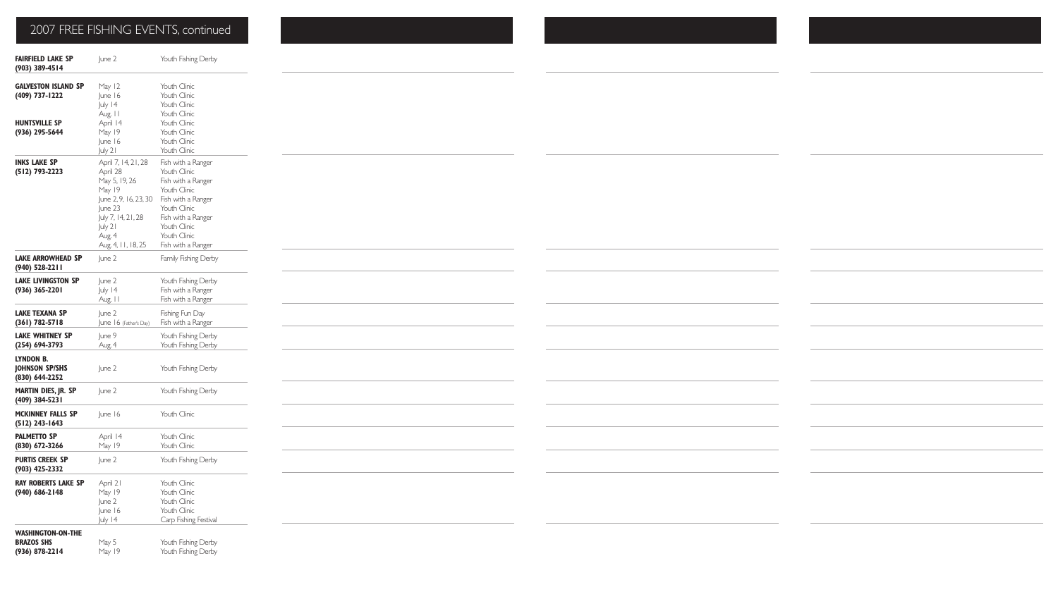## 2007 FREE FISHING EVENTS, continued

| | | |
|---|---|---|
| **FAIRFIELD LAKE SP (903) 389-4514** | June 2 | Youth Fishing Derby |
| **GALVESTON ISLAND SP (409) 737-1222** | May 12 | Youth Clinic |
| | June 16 | Youth Clinic |
| | July 14 | Youth Clinic |
| | Aug. 11 | Youth Clinic |
| **HUNTSVILLE SP (936) 295-5644** | April 14 | Youth Clinic |
| | May 19 | Youth Clinic |
| | June 16 | Youth Clinic |
| | July 21 | Youth Clinic |
| **INKS LAKE SP (512) 793-2223** | April 7, 14, 21, 28 | Fish with a Ranger |
| | April 28 | Youth Clinic |
| | May 5, 19, 26 | Fish with a Ranger |
| | May 19 | Youth Clinic |
| | June 2, 9, 16, 23, 30 | Fish with a Ranger |
| | June 23 | Youth Clinic |
| | July 7, 14, 21, 28 | Fish with a Ranger |
| | July 21 | Youth Clinic |
| | Aug. 4 | Youth Clinic |
| | Aug. 4, 11, 18, 25 | Fish with a Ranger |
| **LAKE ARROWHEAD SP (940) 528-2211** | June 2 | Family Fishing Derby |
| **LAKE LIVINGSTON SP (936) 365-2201** | June 2 | Youth Fishing Derby |
| | July 14 | Fish with a Ranger |
| | Aug. 11 | Fish with a Ranger |
| **LAKE TEXANA SP (361) 782-5718** | June 2 | Fishing Fun Day |
| | June 16 (Father's Day) | Fish with a Ranger |
| **LAKE WHITNEY SP (254) 694-3793** | June 9 | Youth Fishing Derby |
| | Aug. 4 | Youth Fishing Derby |
| **LYNDON B. JOHNSON SP/SHS (830) 644-2252** | June 2 | Youth Fishing Derby |
| **MARTIN DIES, JR. SP (409) 384-5231** | June 2 | Youth Fishing Derby |
| **MCKINNEY FALLS SP (512) 243-1643** | June 16 | Youth Clinic |
| **PALMETTO SP (830) 672-3266** | April 14 | Youth Clinic |
| | May 19 | Youth Clinic |
| **PURTIS CREEK SP (903) 425-2332** | June 2 | Youth Fishing Derby |
| **RAY ROBERTS LAKE SP (940) 686-2148** | April 21 | Youth Clinic |
| | May 19 | Youth Clinic |
| | June 2 | Youth Clinic |
| | June 16 | Youth Clinic |
| | July 14 | Carp Fishing Festival |
| **WASHINGTON-ON-THE BRAZOS SHS (936) 878-2214** | May 5 | Youth Fishing Derby |
| | May 19 | Youth Fishing Derby |